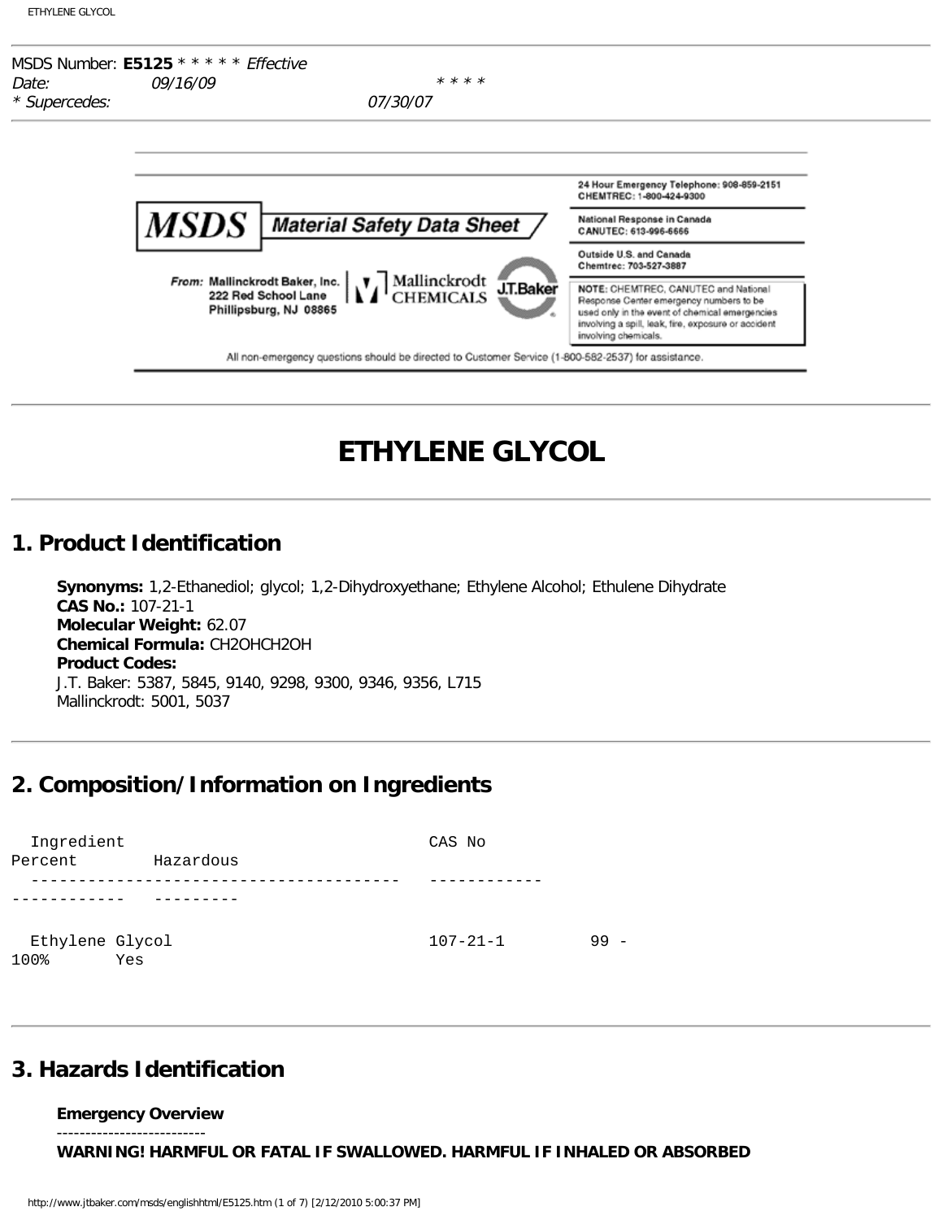MSDS Number: **E5125** * * * * * *Effective Date:* *09/16/09* * * * *
*\* Supercedes:* *07/30/07*

24 Hour Emergency Telephone: 908-859-2151
CHEMTREC: 1-800-424-9300

National Response in Canada
CANUTEC: 613-996-6666

Outside U.S. and Canada
Chemtrec: 703-527-3887

**MSDS** Material Safety Data Sheet

From: Mallinckrodt Baker, Inc.
222 Red School Lane
Phillipsburg, NJ 08865

Mallinckrodt CHEMICALS J.T.Baker

NOTE: CHEMTREC, CANUTEC and National Response Center emergency numbers to be used only in the event of chemical emergencies involving a spill, leak, fire, exposure or accident involving chemicals.

All non-emergency questions should be directed to Customer Service (1-800-582-2537) for assistance.

# ETHYLENE GLYCOL

## 1. Product Identification

**Synonyms:** 1,2-Ethanediol; glycol; 1,2-Dihydroxyethane; Ethylene Alcohol; Ethulene Dihydrate
**CAS No.:** 107-21-1
**Molecular Weight:** 62.07
**Chemical Formula:** CH2OHCH2OH
**Product Codes:**
J.T. Baker: 5387, 5845, 9140, 9298, 9300, 9346, 9356, L715
Mallinckrodt: 5001, 5037

## 2. Composition/Information on Ingredients

| Ingredient | CAS No | Percent | Hazardous |
|---|---|---|---|
| Ethylene Glycol | 107-21-1 | 99 - 100% | Yes |

## 3. Hazards Identification

**Emergency Overview**

--------------------------

**WARNING! HARMFUL OR FATAL IF SWALLOWED. HARMFUL IF INHALED OR ABSORBED**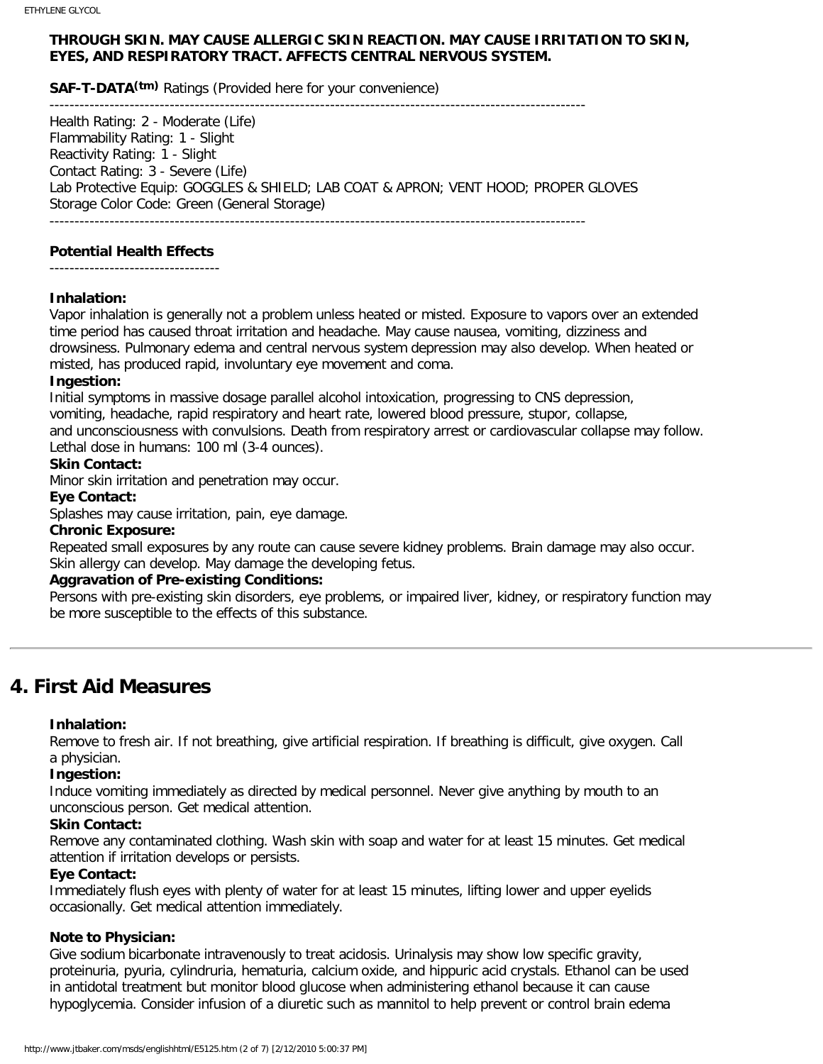**THROUGH SKIN. MAY CAUSE ALLERGIC SKIN REACTION. MAY CAUSE IRRITATION TO SKIN, EYES, AND RESPIRATORY TRACT. AFFECTS CENTRAL NERVOUS SYSTEM.**

**SAF-T-DATA(tm)** Ratings (Provided here for your convenience)

-----------------------------------------------------------------------------------------------------------

Health Rating: 2 - Moderate (Life)
Flammability Rating: 1 - Slight
Reactivity Rating: 1 - Slight
Contact Rating: 3 - Severe (Life)
Lab Protective Equip: GOGGLES & SHIELD; LAB COAT & APRON; VENT HOOD; PROPER GLOVES
Storage Color Code: Green (General Storage)

-----------------------------------------------------------------------------------------------------------

**Potential Health Effects**

----------------------------------

**Inhalation:**
Vapor inhalation is generally not a problem unless heated or misted. Exposure to vapors over an extended time period has caused throat irritation and headache. May cause nausea, vomiting, dizziness and drowsiness. Pulmonary edema and central nervous system depression may also develop. When heated or misted, has produced rapid, involuntary eye movement and coma.

**Ingestion:**
Initial symptoms in massive dosage parallel alcohol intoxication, progressing to CNS depression, vomiting, headache, rapid respiratory and heart rate, lowered blood pressure, stupor, collapse, and unconsciousness with convulsions. Death from respiratory arrest or cardiovascular collapse may follow. Lethal dose in humans: 100 ml (3-4 ounces).

**Skin Contact:**
Minor skin irritation and penetration may occur.

**Eye Contact:**
Splashes may cause irritation, pain, eye damage.

**Chronic Exposure:**
Repeated small exposures by any route can cause severe kidney problems. Brain damage may also occur. Skin allergy can develop. May damage the developing fetus.

**Aggravation of Pre-existing Conditions:**
Persons with pre-existing skin disorders, eye problems, or impaired liver, kidney, or respiratory function may be more susceptible to the effects of this substance.

## 4. First Aid Measures

**Inhalation:**
Remove to fresh air. If not breathing, give artificial respiration. If breathing is difficult, give oxygen. Call a physician.

**Ingestion:**
Induce vomiting immediately as directed by medical personnel. Never give anything by mouth to an unconscious person. Get medical attention.

**Skin Contact:**
Remove any contaminated clothing. Wash skin with soap and water for at least 15 minutes. Get medical attention if irritation develops or persists.

**Eye Contact:**
Immediately flush eyes with plenty of water for at least 15 minutes, lifting lower and upper eyelids occasionally. Get medical attention immediately.

**Note to Physician:**
Give sodium bicarbonate intravenously to treat acidosis. Urinalysis may show low specific gravity, proteinuria, pyuria, cylindruria, hematuria, calcium oxide, and hippuric acid crystals. Ethanol can be used in antidotal treatment but monitor blood glucose when administering ethanol because it can cause hypoglycemia. Consider infusion of a diuretic such as mannitol to help prevent or control brain edema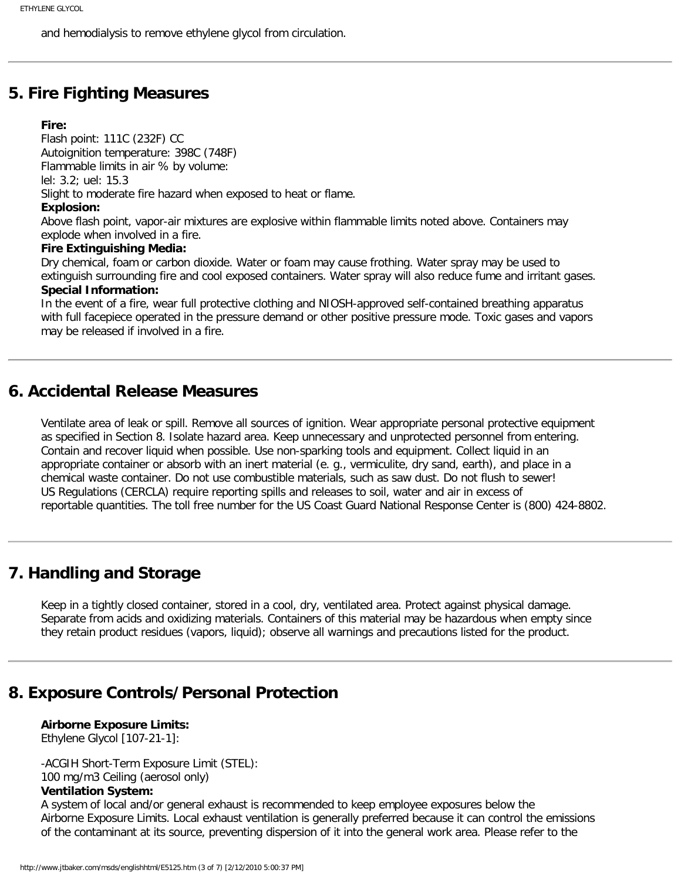and hemodialysis to remove ethylene glycol from circulation.

---

## 5. Fire Fighting Measures

**Fire:**
Flash point: 111C (232F) CC
Autoignition temperature: 398C (748F)
Flammable limits in air % by volume:
lel: 3.2; uel: 15.3
Slight to moderate fire hazard when exposed to heat or flame.
**Explosion:**
Above flash point, vapor-air mixtures are explosive within flammable limits noted above. Containers may explode when involved in a fire.
**Fire Extinguishing Media:**
Dry chemical, foam or carbon dioxide. Water or foam may cause frothing. Water spray may be used to extinguish surrounding fire and cool exposed containers. Water spray will also reduce fume and irritant gases.
**Special Information:**
In the event of a fire, wear full protective clothing and NIOSH-approved self-contained breathing apparatus with full facepiece operated in the pressure demand or other positive pressure mode. Toxic gases and vapors may be released if involved in a fire.

---

## 6. Accidental Release Measures

Ventilate area of leak or spill. Remove all sources of ignition. Wear appropriate personal protective equipment as specified in Section 8. Isolate hazard area. Keep unnecessary and unprotected personnel from entering. Contain and recover liquid when possible. Use non-sparking tools and equipment. Collect liquid in an appropriate container or absorb with an inert material (e. g., vermiculite, dry sand, earth), and place in a chemical waste container. Do not use combustible materials, such as saw dust. Do not flush to sewer!
US Regulations (CERCLA) require reporting spills and releases to soil, water and air in excess of reportable quantities. The toll free number for the US Coast Guard National Response Center is (800) 424-8802.

---

## 7. Handling and Storage

Keep in a tightly closed container, stored in a cool, dry, ventilated area. Protect against physical damage. Separate from acids and oxidizing materials. Containers of this material may be hazardous when empty since they retain product residues (vapors, liquid); observe all warnings and precautions listed for the product.

---

## 8. Exposure Controls/Personal Protection

**Airborne Exposure Limits:**
Ethylene Glycol [107-21-1]:

-ACGIH Short-Term Exposure Limit (STEL):
100 mg/m3 Ceiling (aerosol only)
**Ventilation System:**
A system of local and/or general exhaust is recommended to keep employee exposures below the Airborne Exposure Limits. Local exhaust ventilation is generally preferred because it can control the emissions of the contaminant at its source, preventing dispersion of it into the general work area. Please refer to the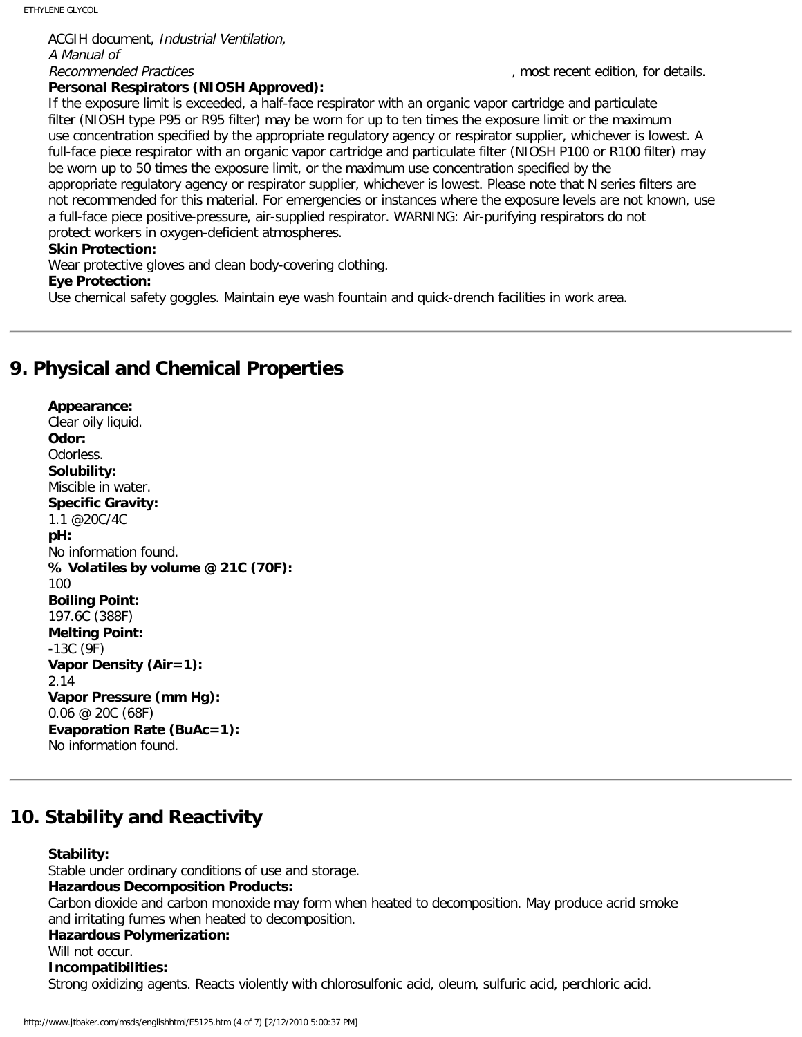ACGIH document, *Industrial Ventilation, A Manual of Recommended Practices*, most recent edition, for details.

**Personal Respirators (NIOSH Approved):**

If the exposure limit is exceeded, a half-face respirator with an organic vapor cartridge and particulate filter (NIOSH type P95 or R95 filter) may be worn for up to ten times the exposure limit or the maximum use concentration specified by the appropriate regulatory agency or respirator supplier, whichever is lowest. A full-face piece respirator with an organic vapor cartridge and particulate filter (NIOSH P100 or R100 filter) may be worn up to 50 times the exposure limit, or the maximum use concentration specified by the appropriate regulatory agency or respirator supplier, whichever is lowest. Please note that N series filters are not recommended for this material. For emergencies or instances where the exposure levels are not known, use a full-face piece positive-pressure, air-supplied respirator. WARNING: Air-purifying respirators do not protect workers in oxygen-deficient atmospheres.

**Skin Protection:**

Wear protective gloves and clean body-covering clothing.

**Eye Protection:**

Use chemical safety goggles. Maintain eye wash fountain and quick-drench facilities in work area.

---

## 9. Physical and Chemical Properties

**Appearance:**
Clear oily liquid.

**Odor:**
Odorless.

**Solubility:**
Miscible in water.

**Specific Gravity:**
1.1 @20C/4C

**pH:**
No information found.

**% Volatiles by volume @ 21C (70F):**
100

**Boiling Point:**
197.6C (388F)

**Melting Point:**
-13C (9F)

**Vapor Density (Air=1):**
2.14

**Vapor Pressure (mm Hg):**
0.06 @ 20C (68F)

**Evaporation Rate (BuAc=1):**
No information found.

---

## 10. Stability and Reactivity

**Stability:**
Stable under ordinary conditions of use and storage.

**Hazardous Decomposition Products:**
Carbon dioxide and carbon monoxide may form when heated to decomposition. May produce acrid smoke and irritating fumes when heated to decomposition.

**Hazardous Polymerization:**
Will not occur.

**Incompatibilities:**
Strong oxidizing agents. Reacts violently with chlorosulfonic acid, oleum, sulfuric acid, perchloric acid.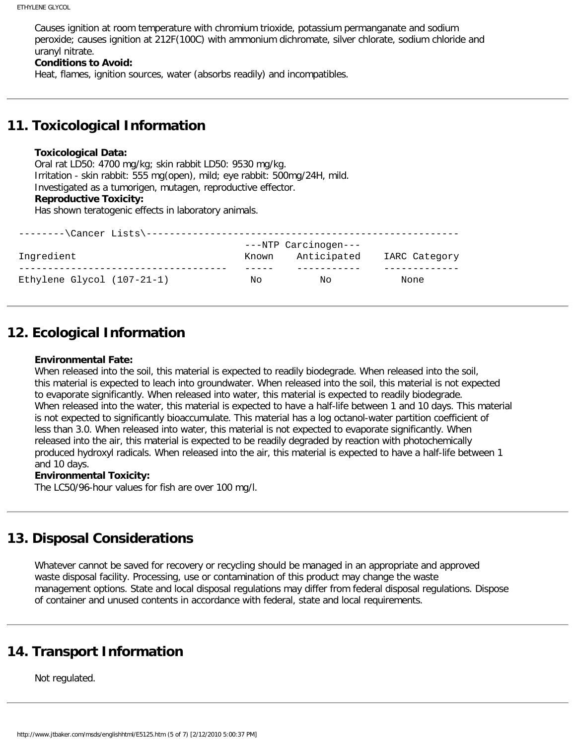Causes ignition at room temperature with chromium trioxide, potassium permanganate and sodium peroxide; causes ignition at 212F(100C) with ammonium dichromate, silver chlorate, sodium chloride and uranyl nitrate.

**Conditions to Avoid:**

Heat, flames, ignition sources, water (absorbs readily) and incompatibles.

## 11. Toxicological Information

**Toxicological Data:**

Oral rat LD50: 4700 mg/kg; skin rabbit LD50: 9530 mg/kg.
Irritation - skin rabbit: 555 mg(open), mild; eye rabbit: 500mg/24H, mild.
Investigated as a tumorigen, mutagen, reproductive effector.

**Reproductive Toxicity:**

Has shown teratogenic effects in laboratory animals.

```
--------\Cancer Lists\------------------------------------------------------
                                         ---NTP Carcinogen---
Ingredient                               Known    Anticipated    IARC Category
------------------------------------     -----    -----------    -------------
Ethylene Glycol (107-21-1)                No          No            None
```

## 12. Ecological Information

**Environmental Fate:**

When released into the soil, this material is expected to readily biodegrade. When released into the soil, this material is expected to leach into groundwater. When released into the soil, this material is not expected to evaporate significantly. When released into water, this material is expected to readily biodegrade. When released into the water, this material is expected to have a half-life between 1 and 10 days. This material is not expected to significantly bioaccumulate. This material has a log octanol-water partition coefficient of less than 3.0. When released into water, this material is not expected to evaporate significantly. When released into the air, this material is expected to be readily degraded by reaction with photochemically produced hydroxyl radicals. When released into the air, this material is expected to have a half-life between 1 and 10 days.

**Environmental Toxicity:**

The LC50/96-hour values for fish are over 100 mg/l.

## 13. Disposal Considerations

Whatever cannot be saved for recovery or recycling should be managed in an appropriate and approved waste disposal facility. Processing, use or contamination of this product may change the waste management options. State and local disposal regulations may differ from federal disposal regulations. Dispose of container and unused contents in accordance with federal, state and local requirements.

## 14. Transport Information

Not regulated.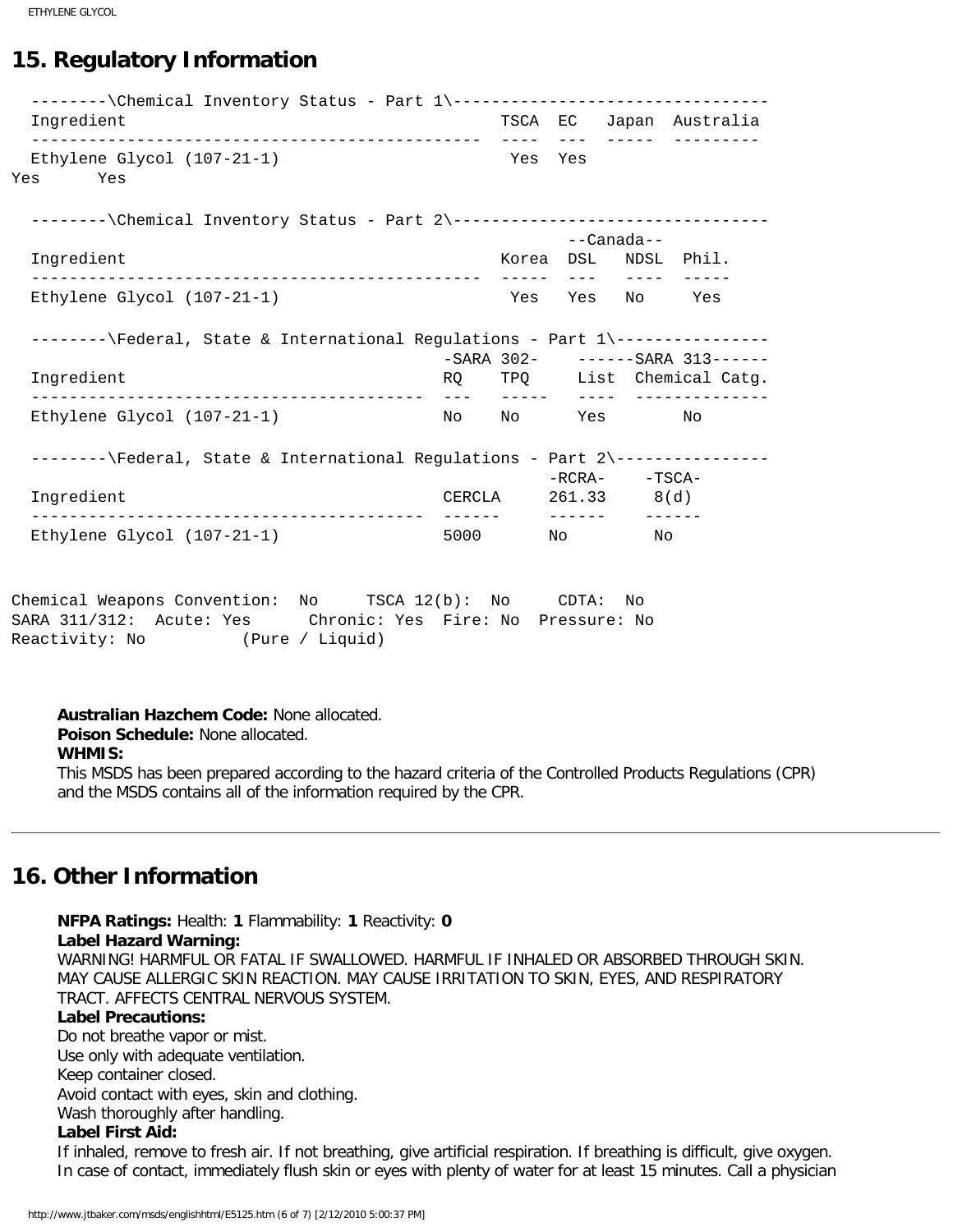## 15. Regulatory Information

--------\Chemical Inventory Status - Part 1\---------------------------------

| Ingredient | TSCA | EC | Japan | Australia |
|---|---|---|---|---|
| Ethylene Glycol (107-21-1) | Yes | Yes | Yes | Yes |

--------\Chemical Inventory Status - Part 2\---------------------------------

| Ingredient | Korea | --Canada-- DSL | NDSL | Phil. |
|---|---|---|---|---|
| Ethylene Glycol (107-21-1) | Yes | Yes | No | Yes |

--------\Federal, State & International Regulations - Part 1\----------------

| Ingredient | -SARA 302- RQ | TPQ | ------SARA 313------ List | Chemical Catg. |
|---|---|---|---|---|
| Ethylene Glycol (107-21-1) | No | No | Yes | No |

--------\Federal, State & International Regulations - Part 2\----------------

| Ingredient | CERCLA | -RCRA- 261.33 | -TSCA- 8(d) |
|---|---|---|---|
| Ethylene Glycol (107-21-1) | 5000 | No | No |

Chemical Weapons Convention: No TSCA 12(b): No CDTA: No
SARA 311/312: Acute: Yes Chronic: Yes Fire: No Pressure: No
Reactivity: No (Pure / Liquid)

**Australian Hazchem Code:** None allocated.
**Poison Schedule:** None allocated.
**WHMIS:**
This MSDS has been prepared according to the hazard criteria of the Controlled Products Regulations (CPR) and the MSDS contains all of the information required by the CPR.

---

## 16. Other Information

**NFPA Ratings:** Health: **1** Flammability: **1** Reactivity: **0**
**Label Hazard Warning:**
WARNING! HARMFUL OR FATAL IF SWALLOWED. HARMFUL IF INHALED OR ABSORBED THROUGH SKIN. MAY CAUSE ALLERGIC SKIN REACTION. MAY CAUSE IRRITATION TO SKIN, EYES, AND RESPIRATORY TRACT. AFFECTS CENTRAL NERVOUS SYSTEM.
**Label Precautions:**
Do not breathe vapor or mist.
Use only with adequate ventilation.
Keep container closed.
Avoid contact with eyes, skin and clothing.
Wash thoroughly after handling.
**Label First Aid:**
If inhaled, remove to fresh air. If not breathing, give artificial respiration. If breathing is difficult, give oxygen. In case of contact, immediately flush skin or eyes with plenty of water for at least 15 minutes. Call a physician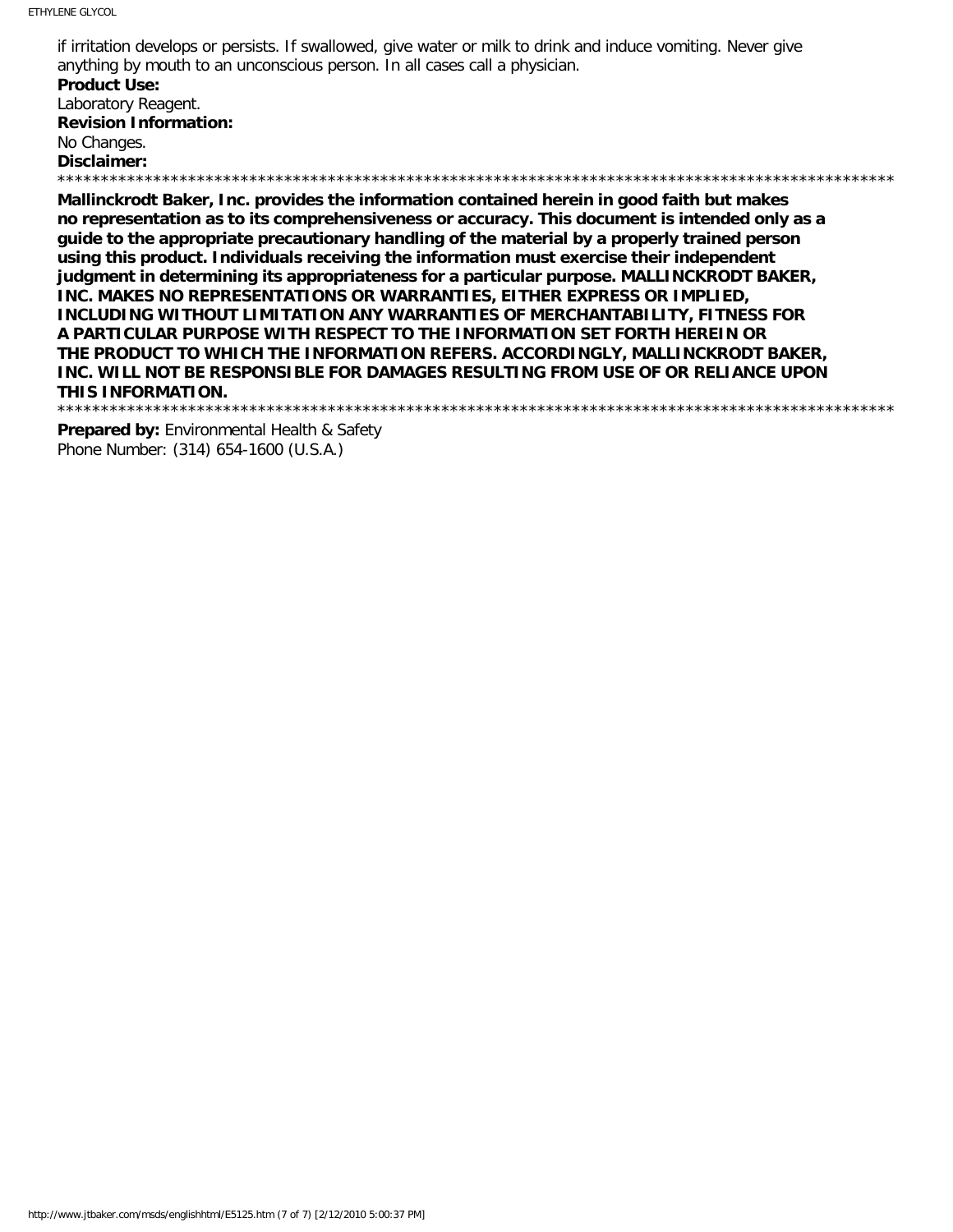if irritation develops or persists. If swallowed, give water or milk to drink and induce vomiting. Never give anything by mouth to an unconscious person. In all cases call a physician.

**Product Use:**

Laboratory Reagent.

**Revision Information:**

No Changes.

**Disclaimer:**

************************************************************************************************

**Mallinckrodt Baker, Inc. provides the information contained herein in good faith but makes no representation as to its comprehensiveness or accuracy. This document is intended only as a guide to the appropriate precautionary handling of the material by a properly trained person using this product. Individuals receiving the information must exercise their independent judgment in determining its appropriateness for a particular purpose. MALLINCKRODT BAKER, INC. MAKES NO REPRESENTATIONS OR WARRANTIES, EITHER EXPRESS OR IMPLIED, INCLUDING WITHOUT LIMITATION ANY WARRANTIES OF MERCHANTABILITY, FITNESS FOR A PARTICULAR PURPOSE WITH RESPECT TO THE INFORMATION SET FORTH HEREIN OR THE PRODUCT TO WHICH THE INFORMATION REFERS. ACCORDINGLY, MALLINCKRODT BAKER, INC. WILL NOT BE RESPONSIBLE FOR DAMAGES RESULTING FROM USE OF OR RELIANCE UPON THIS INFORMATION.**

************************************************************************************************

**Prepared by:** Environmental Health & Safety

Phone Number: (314) 654-1600 (U.S.A.)